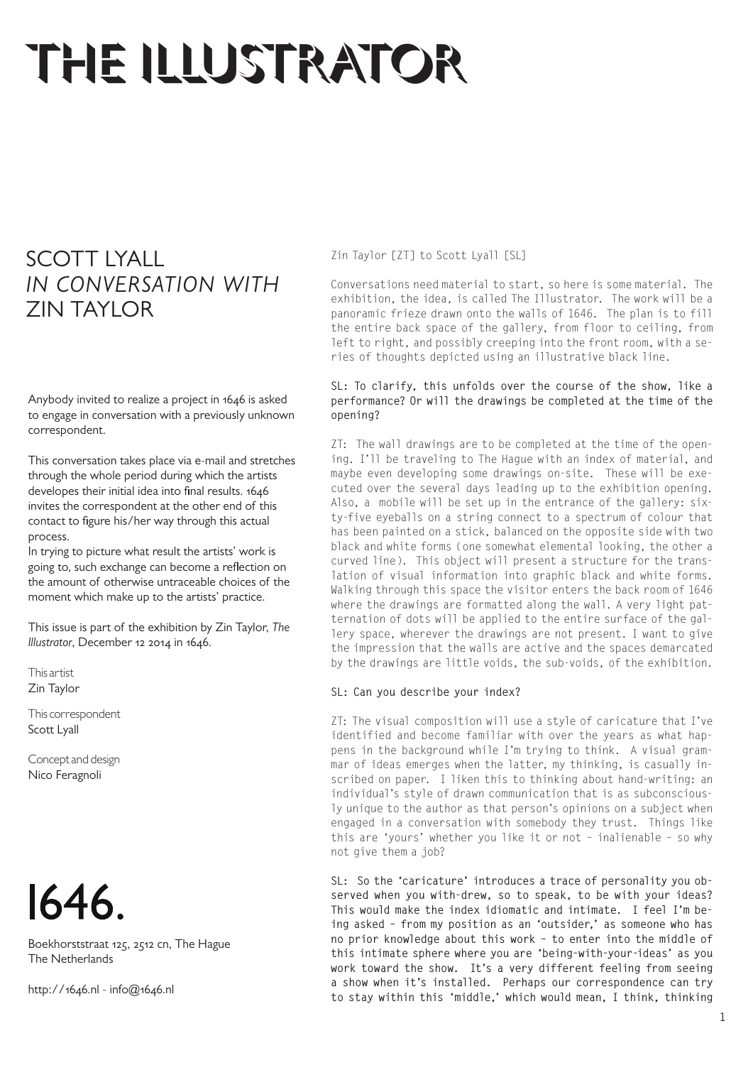# THE ILLUSTRATOR

## SCOTT LYALL
## *IN CONVERSATION WITH*
## ZIN TAYLOR

Anybody invited to realize a project in 1646 is asked to engage in conversation with a previously unknown correspondent.

This conversation takes place via e-mail and stretches through the whole period during which the artists developes their initial idea into final results. 1646 invites the correspondent at the other end of this contact to figure his/her way through this actual process.
In trying to picture what result the artists' work is going to, such exchange can become a reflection on the amount of otherwise untraceable choices of the moment which make up to the artists' practice.

This issue is part of the exhibition by Zin Taylor, *The Illustrator*, December 12 2014 in 1646.

This artist
Zin Taylor

This correspondent
Scott Lyall

Concept and design
Nico Feragnoli

1646.

Boekhorststraat 125, 2512 cn, The Hague
The Netherlands

http://1646.nl - info@1646.nl

Zin Taylor [ZT] to Scott Lyall [SL]

Conversations need material to start, so here is some material. The exhibition, the idea, is called The Illustrator. The work will be a panoramic frieze drawn onto the walls of 1646. The plan is to fill the entire back space of the gallery, from floor to ceiling, from left to right, and possibly creeping into the front room, with a series of thoughts depicted using an illustrative black line.

**SL: To clarify, this unfolds over the course of the show, like a performance? Or will the drawings be completed at the time of the opening?**

ZT: The wall drawings are to be completed at the time of the opening. I'll be traveling to The Hague with an index of material, and maybe even developing some drawings on-site. These will be executed over the several days leading up to the exhibition opening. Also, a mobile will be set up in the entrance of the gallery: sixty-five eyeballs on a string connect to a spectrum of colour that has been painted on a stick, balanced on the opposite side with two black and white forms (one somewhat elemental looking, the other a curved line). This object will present a structure for the translation of visual information into graphic black and white forms. Walking through this space the visitor enters the back room of 1646 where the drawings are formatted along the wall. A very light patternation of dots will be applied to the entire surface of the gallery space, wherever the drawings are not present. I want to give the impression that the walls are active and the spaces demarcated by the drawings are little voids, the sub-voids, of the exhibition.

**SL: Can you describe your index?**

ZT: The visual composition will use a style of caricature that I've identified and become familiar with over the years as what happens in the background while I'm trying to think. A visual grammar of ideas emerges when the latter, my thinking, is casually inscribed on paper. I liken this to thinking about hand-writing: an individual's style of drawn communication that is as subconsciously unique to the author as that person's opinions on a subject when engaged in a conversation with somebody they trust. Things like this are 'yours' whether you like it or not – inalienable – so why not give them a job?

**SL: So the 'caricature' introduces a trace of personality you observed when you with-drew, so to speak, to be with your ideas? This would make the index idiomatic and intimate. I feel I'm being asked – from my position as an 'outsider,' as someone who has no prior knowledge about this work – to enter into the middle of this intimate sphere where you are 'being-with-your-ideas' as you work toward the show. It's a very different feeling from seeing a show when it's installed. Perhaps our correspondence can try to stay within this 'middle,' which would mean, I think, thinking**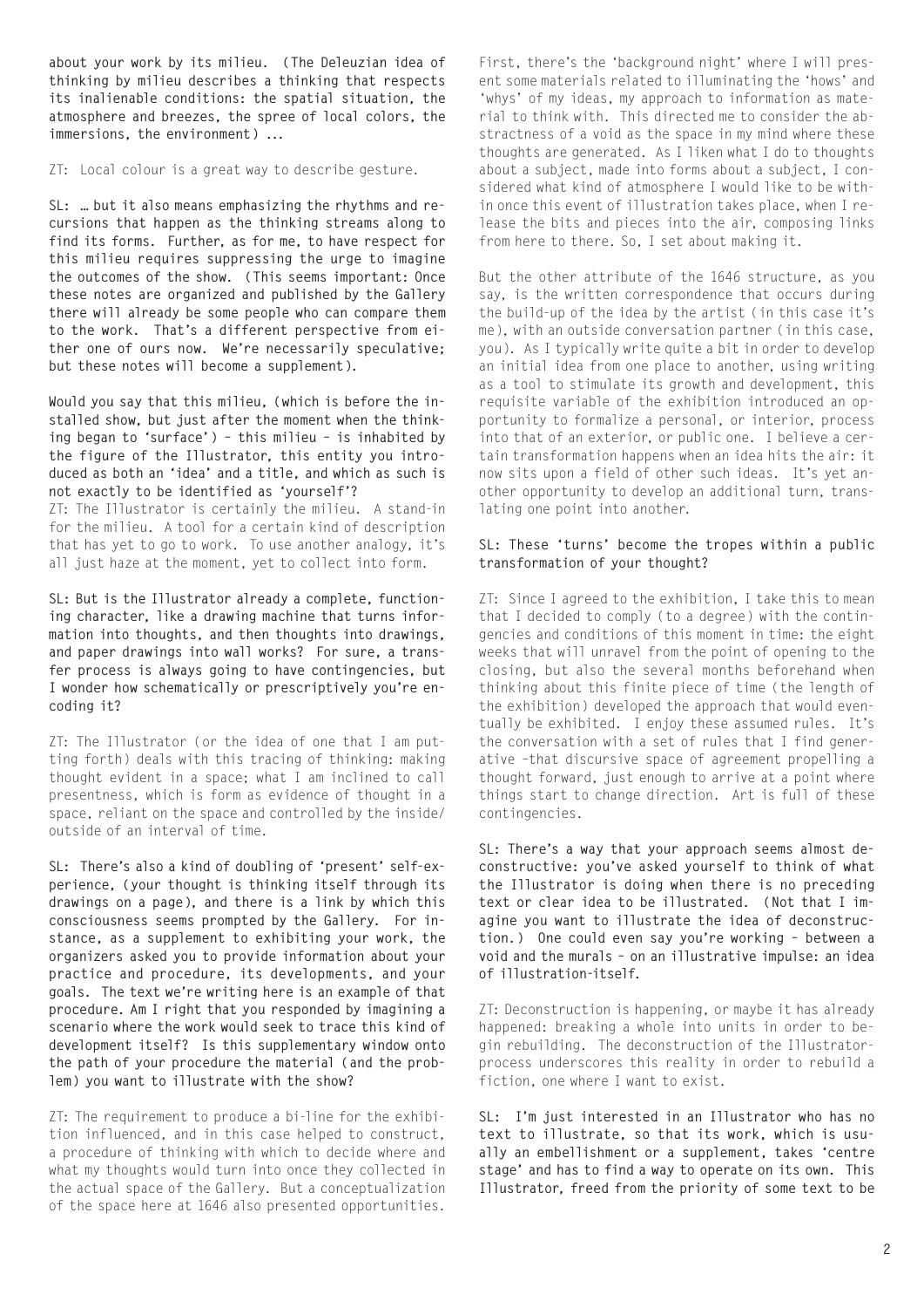**about your work by its milieu. (The Deleuzian idea of thinking by milieu describes a thinking that respects its inalienable conditions: the spatial situation, the atmosphere and breezes, the spree of local colors, the immersions, the environment) ...**

ZT: Local colour is a great way to describe gesture.

**SL: … but it also means emphasizing the rhythms and recursions that happen as the thinking streams along to find its forms. Further, as for me, to have respect for this milieu requires suppressing the urge to imagine the outcomes of the show. (This seems important: Once these notes are organized and published by the Gallery there will already be some people who can compare them to the work. That's a different perspective from either one of ours now. We're necessarily speculative; but these notes will become a supplement).**

**Would you say that this milieu, (which is before the installed show, but just after the moment when the thinking began to 'surface') – this milieu – is inhabited by the figure of the Illustrator, this entity you introduced as both an 'idea' and a title, and which as such is not exactly to be identified as 'yourself'?**

ZT: The Illustrator is certainly the milieu. A stand-in for the milieu. A tool for a certain kind of description that has yet to go to work. To use another analogy, it's all just haze at the moment, yet to collect into form.

**SL: But is the Illustrator already a complete, functioning character, like a drawing machine that turns information into thoughts, and then thoughts into drawings, and paper drawings into wall works? For sure, a transfer process is always going to have contingencies, but I wonder how schematically or prescriptively you're encoding it?**

ZT: The Illustrator (or the idea of one that I am putting forth) deals with this tracing of thinking: making thought evident in a space; what I am inclined to call presentness, which is form as evidence of thought in a space, reliant on the space and controlled by the inside/outside of an interval of time.

**SL: There's also a kind of doubling of 'present' self-experience, (your thought is thinking itself through its drawings on a page), and there is a link by which this consciousness seems prompted by the Gallery. For instance, as a supplement to exhibiting your work, the organizers asked you to provide information about your practice and procedure, its developments, and your goals. The text we're writing here is an example of that procedure. Am I right that you responded by imagining a scenario where the work would seek to trace this kind of development itself? Is this supplementary window onto the path of your procedure the material (and the problem) you want to illustrate with the show?**

ZT: The requirement to produce a bi-line for the exhibition influenced, and in this case helped to construct, a procedure of thinking with which to decide where and what my thoughts would turn into once they collected in the actual space of the Gallery. But a conceptualization of the space here at 1646 also presented opportunities. First, there's the 'background night' where I will present some materials related to illuminating the 'hows' and 'whys' of my ideas, my approach to information as material to think with. This directed me to consider the abstractness of a void as the space in my mind where these thoughts are generated. As I liken what I do to thoughts about a subject, made into forms about a subject, I considered what kind of atmosphere I would like to be within once this event of illustration takes place, when I release the bits and pieces into the air, composing links from here to there. So, I set about making it.

But the other attribute of the 1646 structure, as you say, is the written correspondence that occurs during the build-up of the idea by the artist (in this case it's me), with an outside conversation partner (in this case, you). As I typically write quite a bit in order to develop an initial idea from one place to another, using writing as a tool to stimulate its growth and development, this requisite variable of the exhibition introduced an opportunity to formalize a personal, or interior, process into that of an exterior, or public one. I believe a certain transformation happens when an idea hits the air: it now sits upon a field of other such ideas. It's yet another opportunity to develop an additional turn, translating one point into another.

**SL: These 'turns' become the tropes within a public transformation of your thought?**

ZT: Since I agreed to the exhibition, I take this to mean that I decided to comply (to a degree) with the contingencies and conditions of this moment in time: the eight weeks that will unravel from the point of opening to the closing, but also the several months beforehand when thinking about this finite piece of time (the length of the exhibition) developed the approach that would eventually be exhibited. I enjoy these assumed rules. It's the conversation with a set of rules that I find generative –that discursive space of agreement propelling a thought forward, just enough to arrive at a point where things start to change direction. Art is full of these contingencies.

**SL: There's a way that your approach seems almost deconstructive: you've asked yourself to think of what the Illustrator is doing when there is no preceding text or clear idea to be illustrated. (Not that I imagine you want to illustrate the idea of deconstruction.) One could even say you're working – between a void and the murals – on an illustrative impulse: an idea of illustration-itself.**

ZT: Deconstruction is happening, or maybe it has already happened: breaking a whole into units in order to begin rebuilding. The deconstruction of the Illustrator-process underscores this reality in order to rebuild a fiction, one where I want to exist.

**SL: I'm just interested in an Illustrator who has no text to illustrate, so that its work, which is usually an embellishment or a supplement, takes 'centre stage' and has to find a way to operate on its own. This Illustrator, freed from the priority of some text to be**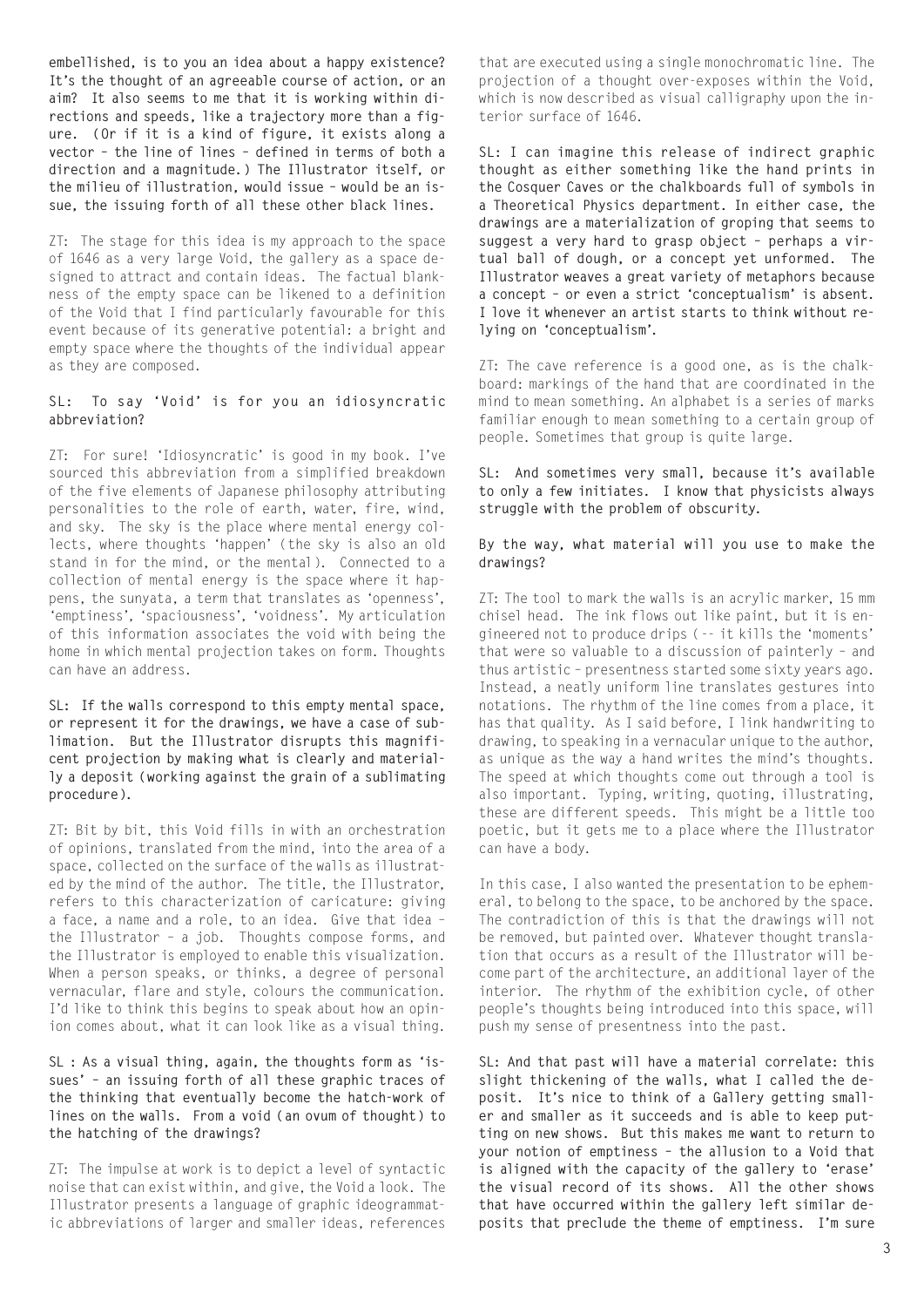**embellished, is to you an idea about a happy existence? It's the thought of an agreeable course of action, or an aim? It also seems to me that it is working within directions and speeds, like a trajectory more than a figure. (Or if it is a kind of figure, it exists along a vector – the line of lines – defined in terms of both a direction and a magnitude.) The Illustrator itself, or the milieu of illustration, would issue – would be an issue, the issuing forth of all these other black lines.**

ZT: The stage for this idea is my approach to the space of 1646 as a very large Void, the gallery as a space designed to attract and contain ideas. The factual blankness of the empty space can be likened to a definition of the Void that I find particularly favourable for this event because of its generative potential: a bright and empty space where the thoughts of the individual appear as they are composed.

**SL: To say 'Void' is for you an idiosyncratic abbreviation?**

ZT: For sure! 'Idiosyncratic' is good in my book. I've sourced this abbreviation from a simplified breakdown of the five elements of Japanese philosophy attributing personalities to the role of earth, water, fire, wind, and sky. The sky is the place where mental energy collects, where thoughts 'happen' (the sky is also an old stand in for the mind, or the mental). Connected to a collection of mental energy is the space where it happens, the sunyata, a term that translates as 'openness', 'emptiness', 'spaciousness', 'voidness'. My articulation of this information associates the void with being the home in which mental projection takes on form. Thoughts can have an address.

**SL: If the walls correspond to this empty mental space, or represent it for the drawings, we have a case of sublimation. But the Illustrator disrupts this magnificent projection by making what is clearly and materially a deposit (working against the grain of a sublimating procedure).**

ZT: Bit by bit, this Void fills in with an orchestration of opinions, translated from the mind, into the area of a space, collected on the surface of the walls as illustrated by the mind of the author. The title, the Illustrator, refers to this characterization of caricature: giving a face, a name and a role, to an idea. Give that idea – the Illustrator – a job. Thoughts compose forms, and the Illustrator is employed to enable this visualization. When a person speaks, or thinks, a degree of personal vernacular, flare and style, colours the communication. I'd like to think this begins to speak about how an opinion comes about, what it can look like as a visual thing.

**SL : As a visual thing, again, the thoughts form as 'issues' – an issuing forth of all these graphic traces of the thinking that eventually become the hatch-work of lines on the walls. From a void (an ovum of thought) to the hatching of the drawings?**

ZT: The impulse at work is to depict a level of syntactic noise that can exist within, and give, the Void a look. The Illustrator presents a language of graphic ideogrammatic abbreviations of larger and smaller ideas, references that are executed using a single monochromatic line. The projection of a thought over-exposes within the Void, which is now described as visual calligraphy upon the interior surface of 1646.

**SL: I can imagine this release of indirect graphic thought as either something like the hand prints in the Cosquer Caves or the chalkboards full of symbols in a Theoretical Physics department. In either case, the drawings are a materialization of groping that seems to suggest a very hard to grasp object – perhaps a virtual ball of dough, or a concept yet unformed. The Illustrator weaves a great variety of metaphors because a concept – or even a strict 'conceptualism' is absent. I love it whenever an artist starts to think without relying on 'conceptualism'.**

ZT: The cave reference is a good one, as is the chalkboard: markings of the hand that are coordinated in the mind to mean something. An alphabet is a series of marks familiar enough to mean something to a certain group of people. Sometimes that group is quite large.

**SL: And sometimes very small, because it's available to only a few initiates. I know that physicists always struggle with the problem of obscurity.**

**By the way, what material will you use to make the drawings?**

ZT: The tool to mark the walls is an acrylic marker, 15 mm chisel head. The ink flows out like paint, but it is engineered not to produce drips (-- it kills the 'moments' that were so valuable to a discussion of painterly – and thus artistic – presentness started some sixty years ago. Instead, a neatly uniform line translates gestures into notations. The rhythm of the line comes from a place, it has that quality. As I said before, I link handwriting to drawing, to speaking in a vernacular unique to the author, as unique as the way a hand writes the mind's thoughts. The speed at which thoughts come out through a tool is also important. Typing, writing, quoting, illustrating, these are different speeds. This might be a little too poetic, but it gets me to a place where the Illustrator can have a body.

In this case, I also wanted the presentation to be ephemeral, to belong to the space, to be anchored by the space. The contradiction of this is that the drawings will not be removed, but painted over. Whatever thought translation that occurs as a result of the Illustrator will become part of the architecture, an additional layer of the interior. The rhythm of the exhibition cycle, of other people's thoughts being introduced into this space, will push my sense of presentness into the past.

**SL: And that past will have a material correlate: this slight thickening of the walls, what I called the deposit. It's nice to think of a Gallery getting smaller and smaller as it succeeds and is able to keep putting on new shows. But this makes me want to return to your notion of emptiness – the allusion to a Void that is aligned with the capacity of the gallery to 'erase' the visual record of its shows. All the other shows that have occurred within the gallery left similar deposits that preclude the theme of emptiness. I'm sure**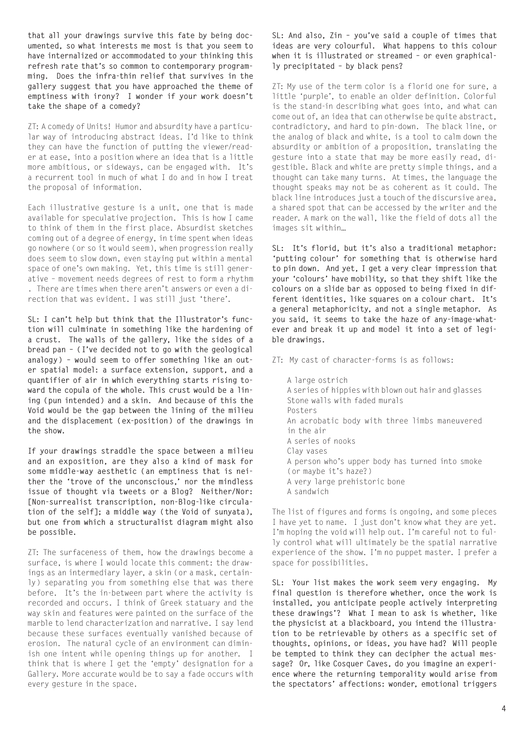**that all your drawings survive this fate by being documented, so what interests me most is that you seem to have internalized or accommodated to your thinking this refresh rate that's so common to contemporary programming. Does the infra-thin relief that survives in the gallery suggest that you have approached the theme of emptiness with irony? I wonder if your work doesn't take the shape of a comedy?**

ZT: A comedy of Units! Humor and absurdity have a particular way of introducing abstract ideas. I'd like to think they can have the function of putting the viewer/reader at ease, into a position where an idea that is a little more ambitious, or sideways, can be engaged with. It's a recurrent tool in much of what I do and in how I treat the proposal of information.

Each illustrative gesture is a unit, one that is made available for speculative projection. This is how I came to think of them in the first place. Absurdist sketches coming out of a degree of energy, in time spent when ideas go nowhere (or so it would seem), when progression really does seem to slow down, even staying put within a mental space of one's own making. Yet, this time is still generative – movement needs degrees of rest to form a rhythm . There are times when there aren't answers or even a direction that was evident. I was still just 'there'.

**SL: I can't help but think that the Illustrator's function will culminate in something like the hardening of a crust. The walls of the gallery, like the sides of a bread pan – (I've decided not to go with the geological analogy) – would seem to offer something like an outer spatial model: a surface extension, support, and a quantifier of air in which everything starts rising toward the copula of the whole. This crust would be a lining (pun intended) and a skin. And because of this the Void would be the gap between the lining of the milieu and the displacement (ex-position) of the drawings in the show.**

**If your drawings straddle the space between a milieu and an exposition, are they also a kind of mask for some middle-way aesthetic (an emptiness that is neither the 'trove of the unconscious,' nor the mindless issue of thought via tweets or a Blog? Neither/Nor: [Non-surrealist transcription, non-Blog-like circulation of the self]; a middle way (the Void of sunyata), but one from which a structuralist diagram might also be possible.**

ZT: The surfaceness of them, how the drawings become a surface, is where I would locate this comment: the drawings as an intermediary layer, a skin (or a mask, certainly) separating you from something else that was there before. It's the in-between part where the activity is recorded and occurs. I think of Greek statuary and the way skin and features were painted on the surface of the marble to lend characterization and narrative. I say lend because these surfaces eventually vanished because of erosion. The natural cycle of an environment can diminish one intent while opening things up for another. I think that is where I get the 'empty' designation for a Gallery. More accurate would be to say a fade occurs with every gesture in the space.

**SL: And also, Zin – you've said a couple of times that ideas are very colourful. What happens to this colour when it is illustrated or streamed – or even graphically precipitated – by black pens?**

ZT: My use of the term color is a florid one for sure, a little 'purple', to enable an older definition. Colorful is the stand-in describing what goes into, and what can come out of, an idea that can otherwise be quite abstract, contradictory, and hard to pin-down. The black line, or the analog of black and white, is a tool to calm down the absurdity or ambition of a proposition, translating the gesture into a state that may be more easily read, digestible. Black and white are pretty simple things, and a thought can take many turns. At times, the language the thought speaks may not be as coherent as it could. The black line introduces just a touch of the discursive area, a shared spot that can be accessed by the writer and the reader. A mark on the wall, like the field of dots all the images sit within…

**SL: It's florid, but it's also a traditional metaphor: 'putting colour' for something that is otherwise hard to pin down. And yet, I get a very clear impression that your 'colours' have mobility, so that they shift like the colours on a slide bar as opposed to being fixed in different identities, like squares on a colour chart. It's a general metaphoricity, and not a single metaphor. As you said, it seems to take the haze of any-image-whatever and break it up and model it into a set of legible drawings.**

ZT: My cast of character-forms is as follows:

A large ostrich
A series of hippies with blown out hair and glasses
Stone walls with faded murals
Posters
An acrobatic body with three limbs maneuvered in the air
A series of nooks
Clay vases
A person who's upper body has turned into smoke (or maybe it's haze?)
A very large prehistoric bone
A sandwich

The list of figures and forms is ongoing, and some pieces I have yet to name. I just don't know what they are yet. I'm hoping the void will help out. I'm careful not to fully control what will ultimately be the spatial narrative experience of the show. I'm no puppet master. I prefer a space for possibilities.

**SL: Your list makes the work seem very engaging. My final question is therefore whether, once the work is installed, you anticipate people actively interpreting these drawings'? What I mean to ask is whether, like the physicist at a blackboard, you intend the illustration to be retrievable by others as a specific set of thoughts, opinions, or ideas, you have had? Will people be tempted to think they can decipher the actual message? Or, like Cosquer Caves, do you imagine an experience where the returning temporality would arise from the spectators' affections: wonder, emotional triggers**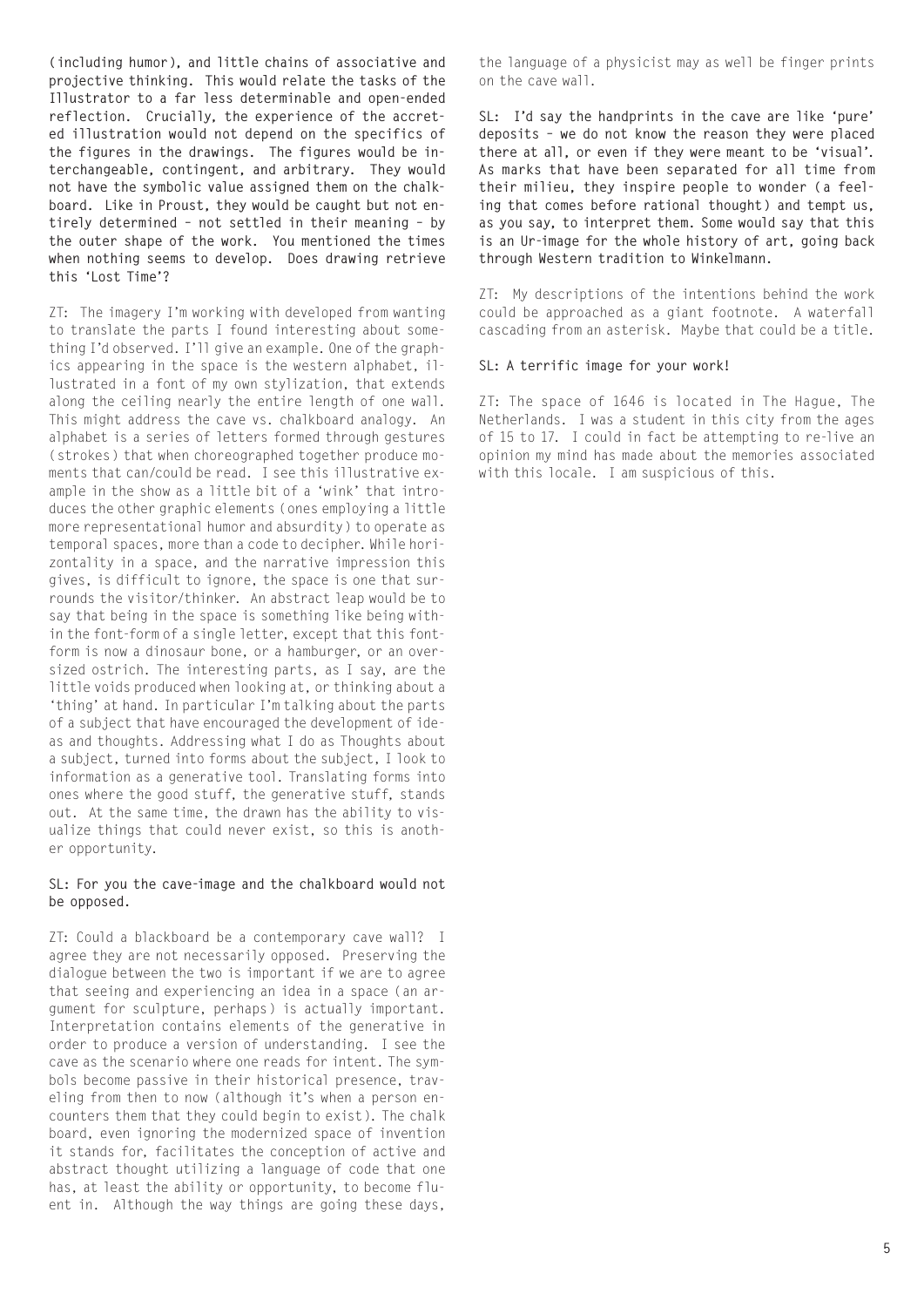**(including humor), and little chains of associative and projective thinking. This would relate the tasks of the Illustrator to a far less determinable and open-ended reflection. Crucially, the experience of the accreted illustration would not depend on the specifics of the figures in the drawings. The figures would be interchangeable, contingent, and arbitrary. They would not have the symbolic value assigned them on the chalkboard. Like in Proust, they would be caught but not entirely determined – not settled in their meaning – by the outer shape of the work. You mentioned the times when nothing seems to develop. Does drawing retrieve this 'Lost Time'?**

ZT: The imagery I'm working with developed from wanting to translate the parts I found interesting about something I'd observed. I'll give an example. One of the graphics appearing in the space is the western alphabet, illustrated in a font of my own stylization, that extends along the ceiling nearly the entire length of one wall. This might address the cave vs. chalkboard analogy. An alphabet is a series of letters formed through gestures (strokes) that when choreographed together produce moments that can/could be read. I see this illustrative example in the show as a little bit of a 'wink' that introduces the other graphic elements (ones employing a little more representational humor and absurdity) to operate as temporal spaces, more than a code to decipher. While horizontality in a space, and the narrative impression this gives, is difficult to ignore, the space is one that surrounds the visitor/thinker. An abstract leap would be to say that being in the space is something like being within the font-form of a single letter, except that this font-form is now a dinosaur bone, or a hamburger, or an oversized ostrich. The interesting parts, as I say, are the little voids produced when looking at, or thinking about a 'thing' at hand. In particular I'm talking about the parts of a subject that have encouraged the development of ideas and thoughts. Addressing what I do as Thoughts about a subject, turned into forms about the subject, I look to information as a generative tool. Translating forms into ones where the good stuff, the generative stuff, stands out. At the same time, the drawn has the ability to visualize things that could never exist, so this is another opportunity.

**SL: For you the cave-image and the chalkboard would not be opposed.**

ZT: Could a blackboard be a contemporary cave wall? I agree they are not necessarily opposed. Preserving the dialogue between the two is important if we are to agree that seeing and experiencing an idea in a space (an argument for sculpture, perhaps) is actually important. Interpretation contains elements of the generative in order to produce a version of understanding. I see the cave as the scenario where one reads for intent. The symbols become passive in their historical presence, traveling from then to now (although it's when a person encounters them that they could begin to exist). The chalk board, even ignoring the modernized space of invention it stands for, facilitates the conception of active and abstract thought utilizing a language of code that one has, at least the ability or opportunity, to become fluent in. Although the way things are going these days, the language of a physicist may as well be finger prints on the cave wall.

**SL: I'd say the handprints in the cave are like 'pure' deposits – we do not know the reason they were placed there at all, or even if they were meant to be 'visual'. As marks that have been separated for all time from their milieu, they inspire people to wonder (a feeling that comes before rational thought) and tempt us, as you say, to interpret them. Some would say that this is an Ur-image for the whole history of art, going back through Western tradition to Winkelmann.**

ZT: My descriptions of the intentions behind the work could be approached as a giant footnote. A waterfall cascading from an asterisk. Maybe that could be a title.

**SL: A terrific image for your work!**

ZT: The space of 1646 is located in The Hague, The Netherlands. I was a student in this city from the ages of 15 to 17. I could in fact be attempting to re-live an opinion my mind has made about the memories associated with this locale. I am suspicious of this.